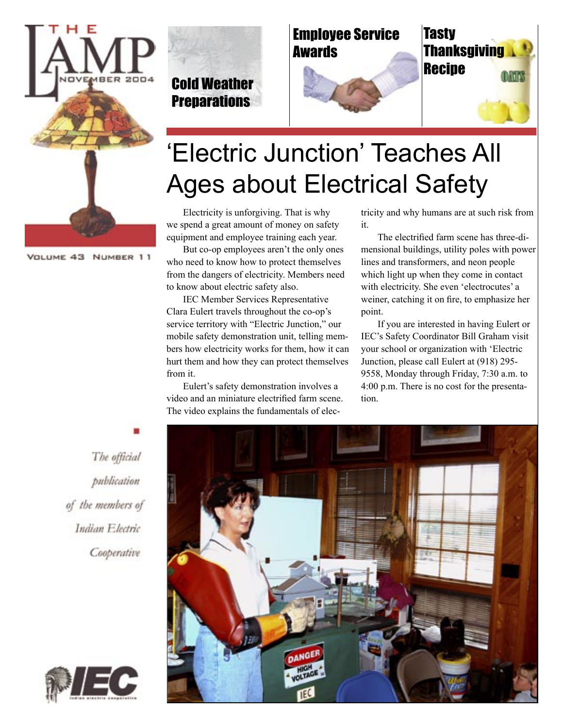# THE LAMP

NOVEMBER 2004

VOLUME 43 NUMBER 11

Cold Weather Preparations

Employee Service Awards

Tasty Thanksgiving Recipe

# 'Electric Junction' Teaches All Ages about Electrical Safety

Electricity is unforgiving. That is why we spend a great amount of money on safety equipment and employee training each year.

But co-op employees aren't the only ones who need to know how to protect themselves from the dangers of electricity. Members need to know about electric safety also.

IEC Member Services Representative Clara Eulert travels throughout the co-op's service territory with "Electric Junction," our mobile safety demonstration unit, telling members how electricity works for them, how it can hurt them and how they can protect themselves from it.

Eulert's safety demonstration involves a video and an miniature electrified farm scene. The video explains the fundamentals of electricity and why humans are at such risk from it.

The electrified farm scene has three-dimensional buildings, utility poles with power lines and transformers, and neon people which light up when they come in contact with electricity. She even 'electrocutes' a weiner, catching it on fire, to emphasize her point.

If you are interested in having Eulert or IEC's Safety Coordinator Bill Graham visit your school or organization with 'Electric Junction, please call Eulert at (918) 295-9558, Monday through Friday, 7:30 a.m. to 4:00 p.m. There is no cost for the presentation.

*The official publication of the members of Indian Electric Cooperative*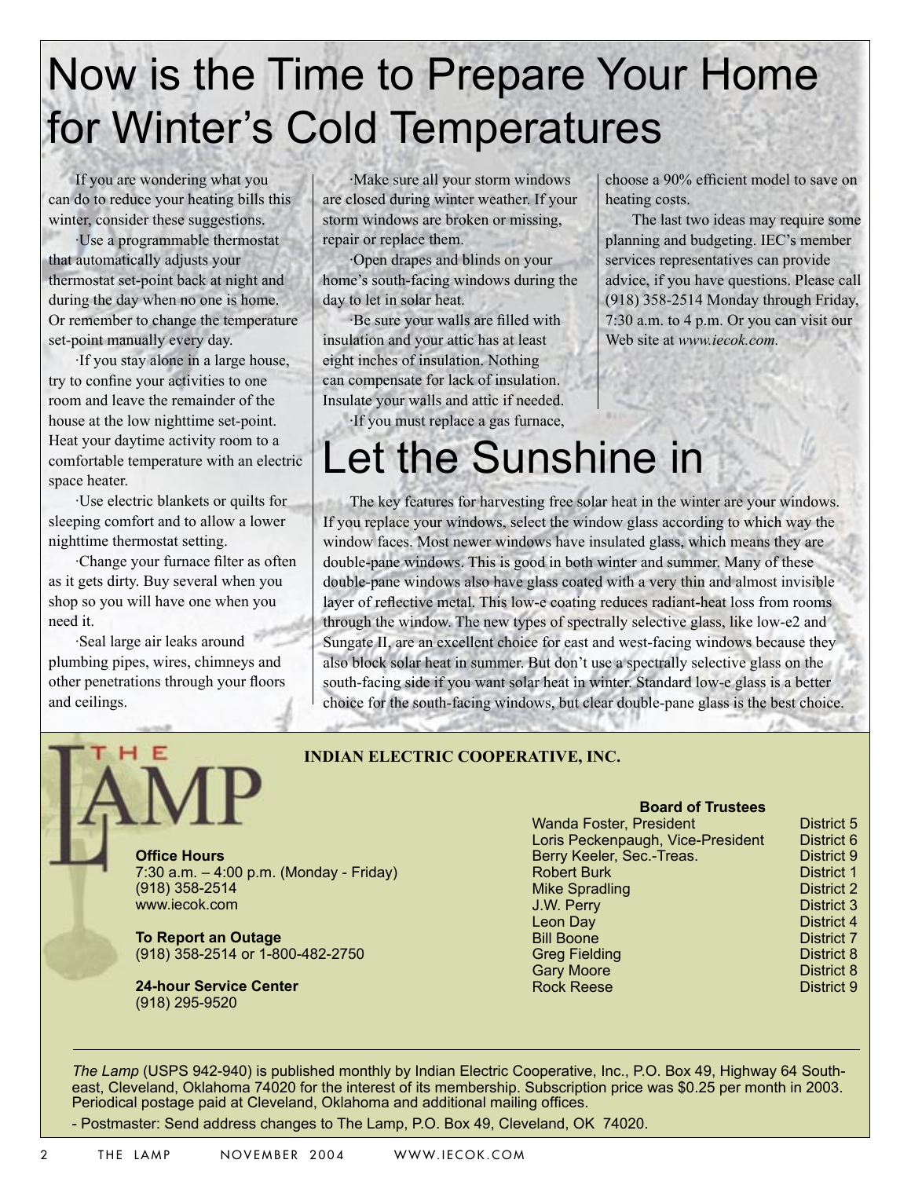# Now is the Time to Prepare Your Home for Winter's Cold Temperatures

If you are wondering what you can do to reduce your heating bills this winter, consider these suggestions.

·Use a programmable thermostat that automatically adjusts your thermostat set-point back at night and during the day when no one is home. Or remember to change the temperature set-point manually every day.

·If you stay alone in a large house, try to confine your activities to one room and leave the remainder of the house at the low nighttime set-point. Heat your daytime activity room to a comfortable temperature with an electric space heater.

·Use electric blankets or quilts for sleeping comfort and to allow a lower nighttime thermostat setting.

·Change your furnace filter as often as it gets dirty. Buy several when you shop so you will have one when you need it.

·Seal large air leaks around plumbing pipes, wires, chimneys and other penetrations through your floors and ceilings.

·Make sure all your storm windows are closed during winter weather. If your storm windows are broken or missing, repair or replace them.

·Open drapes and blinds on your home's south-facing windows during the day to let in solar heat.

·Be sure your walls are filled with insulation and your attic has at least eight inches of insulation. Nothing can compensate for lack of insulation. Insulate your walls and attic if needed.

·If you must replace a gas furnace, choose a 90% efficient model to save on heating costs.

The last two ideas may require some planning and budgeting. IEC's member services representatives can provide advice, if you have questions. Please call (918) 358-2514 Monday through Friday, 7:30 a.m. to 4 p.m. Or you can visit our Web site at *www.iecok.com.*

# Let the Sunshine in

The key features for harvesting free solar heat in the winter are your windows. If you replace your windows, select the window glass according to which way the window faces. Most newer windows have insulated glass, which means they are double-pane windows. This is good in both winter and summer. Many of these double-pane windows also have glass coated with a very thin and almost invisible layer of reflective metal. This low-e coating reduces radiant-heat loss from rooms through the window. The new types of spectrally selective glass, like low-e2 and Sungate II, are an excellent choice for east and west-facing windows because they also block solar heat in summer. But don't use a spectrally selective glass on the south-facing side if you want solar heat in winter. Standard low-e glass is a better choice for the south-facing windows, but clear double-pane glass is the best choice.

---

THE LAMP

**INDIAN ELECTRIC COOPERATIVE, INC.**

**Office Hours**
7:30 a.m. – 4:00 p.m. (Monday - Friday)
(918) 358-2514
www.iecok.com

**To Report an Outage**
(918) 358-2514 or 1-800-482-2750

**24-hour Service Center**
(918) 295-9520

**Board of Trustees**

| Name | District |
|---|---|
| Wanda Foster, President | District 5 |
| Loris Peckenpaugh, Vice-President | District 6 |
| Berry Keeler, Sec.-Treas. | District 9 |
| Robert Burk | District 1 |
| Mike Spradling | District 2 |
| J.W. Perry | District 3 |
| Leon Day | District 4 |
| Bill Boone | District 7 |
| Greg Fielding | District 8 |
| Gary Moore | District 8 |
| Rock Reese | District 9 |

*The Lamp* (USPS 942-940) is published monthly by Indian Electric Cooperative, Inc., P.O. Box 49, Highway 64 Southeast, Cleveland, Oklahoma 74020 for the interest of its membership. Subscription price was $0.25 per month in 2003. Periodical postage paid at Cleveland, Oklahoma and additional mailing offices.

- Postmaster: Send address changes to The Lamp, P.O. Box 49, Cleveland, OK 74020.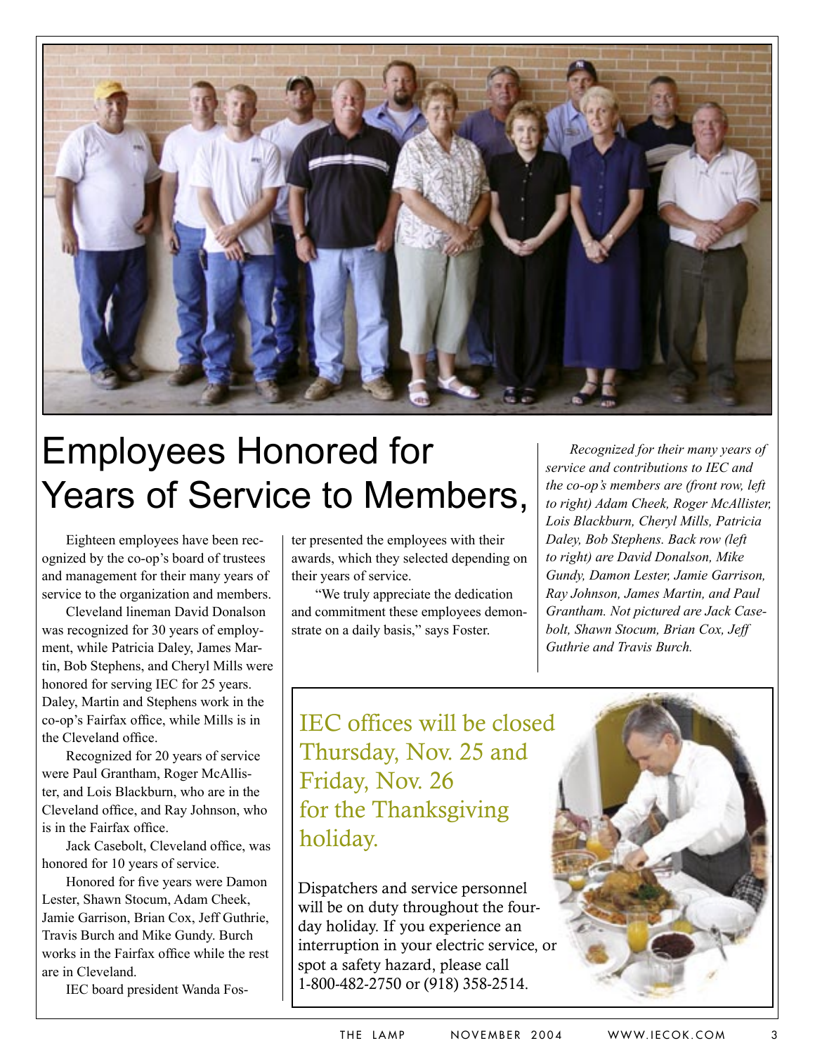# Employees Honored for Years of Service to Members,

Eighteen employees have been recognized by the co-op's board of trustees and management for their many years of service to the organization and members.

Cleveland lineman David Donalson was recognized for 30 years of employment, while Patricia Daley, James Martin, Bob Stephens, and Cheryl Mills were honored for serving IEC for 25 years. Daley, Martin and Stephens work in the co-op's Fairfax office, while Mills is in the Cleveland office.

Recognized for 20 years of service were Paul Grantham, Roger McAllister, and Lois Blackburn, who are in the Cleveland office, and Ray Johnson, who is in the Fairfax office.

Jack Casebolt, Cleveland office, was honored for 10 years of service.

Honored for five years were Damon Lester, Shawn Stocum, Adam Cheek, Jamie Garrison, Brian Cox, Jeff Guthrie, Travis Burch and Mike Gundy. Burch works in the Fairfax office while the rest are in Cleveland.

IEC board president Wanda Foster presented the employees with their awards, which they selected depending on their years of service.

"We truly appreciate the dedication and commitment these employees demonstrate on a daily basis," says Foster.

*Recognized for their many years of service and contributions to IEC and the co-op's members are (front row, left to right) Adam Cheek, Roger McAllister, Lois Blackburn, Cheryl Mills, Patricia Daley, Bob Stephens. Back row (left to right) are David Donalson, Mike Gundy, Damon Lester, Jamie Garrison, Ray Johnson, James Martin, and Paul Grantham. Not pictured are Jack Casebolt, Shawn Stocum, Brian Cox, Jeff Guthrie and Travis Burch.*

## IEC offices will be closed Thursday, Nov. 25 and Friday, Nov. 26 for the Thanksgiving holiday.

Dispatchers and service personnel will be on duty throughout the four-day holiday. If you experience an interruption in your electric service, or spot a safety hazard, please call 1-800-482-2750 or (918) 358-2514.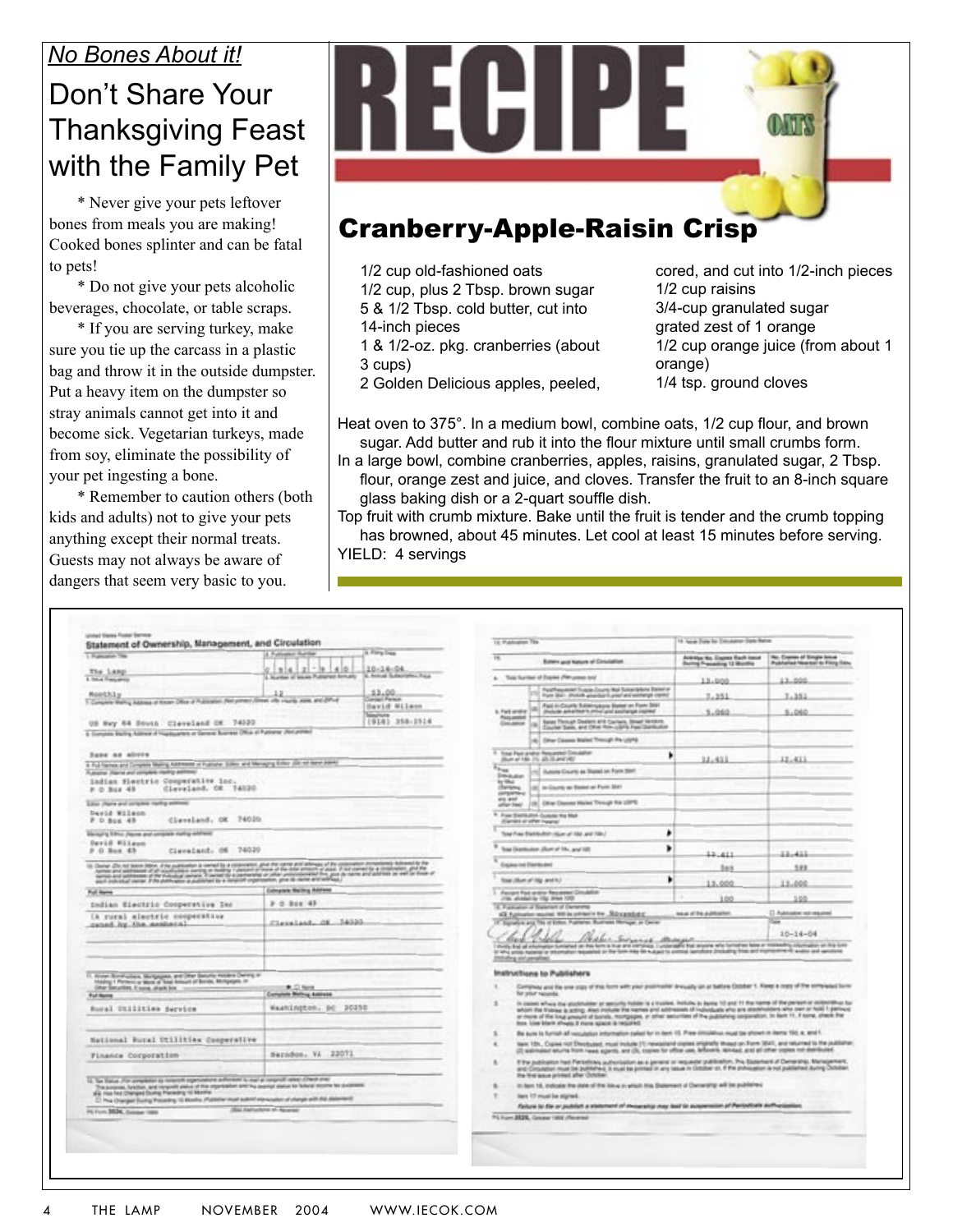*No Bones About it!*

## Don't Share Your Thanksgiving Feast with the Family Pet

\* Never give your pets leftover bones from meals you are making! Cooked bones splinter and can be fatal to pets!

\* Do not give your pets alcoholic beverages, chocolate, or table scraps.

\* If you are serving turkey, make sure you tie up the carcass in a plastic bag and throw it in the outside dumpster. Put a heavy item on the dumpster so stray animals cannot get into it and become sick. Vegetarian turkeys, made from soy, eliminate the possibility of your pet ingesting a bone.

\* Remember to caution others (both kids and adults) not to give your pets anything except their normal treats. Guests may not always be aware of dangers that seem very basic to you.

# RECIPE

## Cranberry-Apple-Raisin Crisp

- 1/2 cup old-fashioned oats
- 1/2 cup, plus 2 Tbsp. brown sugar
- 5 & 1/2 Tbsp. cold butter, cut into 14-inch pieces
- 1 & 1/2-oz. pkg. cranberries (about 3 cups)
- 2 Golden Delicious apples, peeled, cored, and cut into 1/2-inch pieces
- 1/2 cup raisins
- 3/4-cup granulated sugar
- grated zest of 1 orange
- 1/2 cup orange juice (from about 1 orange)
- 1/4 tsp. ground cloves

Heat oven to 375°. In a medium bowl, combine oats, 1/2 cup flour, and brown sugar. Add butter and rub it into the flour mixture until small crumbs form.

In a large bowl, combine cranberries, apples, raisins, granulated sugar, 2 Tbsp. flour, orange zest and juice, and cloves. Transfer the fruit to an 8-inch square glass baking dish or a 2-quart souffle dish.

Top fruit with crumb mixture. Bake until the fruit is tender and the crumb topping has browned, about 45 minutes. Let cool at least 15 minutes before serving.

YIELD: 4 servings

### Statement of Ownership, Management, and Circulation

United States Postal Service

1. Publication Title: The Lamp
2. Publication Number: 0 5 4 2 - 9 4 0
3. Filing Date: 10-14-04
4. Issue Frequency: Monthly
5. Number of Issues Published Annually: 12
6. Annual Subscription Price: $3.00
7. Complete Mailing Address of Known Office of Publication: US Hwy 64 South Cleveland OK 74020 — Contact Person: David Wilson — Telephone: (918) 358-2514
8. Complete Mailing Address of Headquarters or General Business Office of Publisher: Same as above
9. Publisher: Indian Electric Cooperative Inc. P O Box 49 Cleveland, OK 74020
   Editor: David Wilson P O Box 49 Cleveland, OK 74020
   Managing Editor: David Wilson P O Box 49 Cleveland, OK 74020
10. Owner:

| Full Name | Complete Mailing Address |
|---|---|
| Indian Electric Cooperative Inc (A rural electric cooperative owned by the members) | P O Box 49 Cleveland, OK 74020 |

11. Known Bondholders, Mortgagees, and Other Security Holders:

| Full Name | Complete Mailing Address |
|---|---|
| Rural Utilities Service | Washington, DC 20250 |
| National Rural Utilities Cooperative Finance Corporation | Herndon, VA 22071 |

12. Tax Status: Has Not Changed During Preceding 12 Months

PS Form 3526, October 1999

13. Publication Title
14. Issue Date for Circulation Data Below

| 15. Extent and Nature of Circulation | Average No. Copies Each Issue During Preceding 12 Months | No. Copies of Single Issue Published Nearest to Filing Date |
|---|---|---|
| a. Total Number of Copies (Net press run) | 13,000 | 13,000 |
| b. Paid and/or Requested Circulation (1) Paid/Requested Outside-County Mail Subscriptions Stated on Form 3541 | 7,351 | 7,351 |
| (2) Paid In-County Subscriptions Stated on Form 3541 | 5,060 | 5,060 |
| (3) Sales Through Dealers and Carriers, Street Vendors, Counter Sales, and Other Non-USPS Paid Distribution | | |
| (4) Other Classes Mailed Through the USPS | | |
| c. Total Paid and/or Requested Circulation | 12,411 | 12,411 |
| d. Free Distribution by Mail (1) Outside-County as Stated on Form 3541 | | |
| (2) In-County as Stated on Form 3541 | | |
| (3) Other Classes Mailed Through the USPS | | |
| e. Free Distribution Outside the Mail | | |
| f. Total Free Distribution | | |
| g. Total Distribution | 12,411 | 12,411 |
| h. Copies not Distributed | 589 | 589 |
| i. Total | 13,000 | 13,000 |
| j. Percent Paid and/or Requested Circulation | 100 | 100 |

16. Publication of Statement of Ownership: Publication required. Will be printed in the November issue of this publication.
17. Signature and Title of Editor, Publisher, Business Manager, or Owner: David Wilson, Public Service Manager — Date: 10-14-04

I certify that all information furnished on this form is true and complete. I understand that anyone who furnishes false or misleading information on this form or who omits material or information requested on the form may be subject to criminal sanctions (including fines and imprisonment) and/or civil sanctions (including civil penalties).

**Instructions to Publishers**

1. Complete and file one copy of this form with your postmaster annually on or before October 1. Keep a copy of the completed form for your records.
2. In cases where the stockholder or security holder is a trustee, include in items 10 and 11 the name of the person or corporation for whom the trustee is acting. Also include the names and addresses of individuals who are stockholders who own or hold 1 percent or more of the total amount of bonds, mortgages, or other securities of the publishing corporation. In item 11, if none, check the box. Use blank sheets if more space is required.
3. Be sure to furnish all circulation information called for in item 15. Free circulation must be shown in items 15d, e, and f.
4. Item 15h., Copies not Distributed, must include (1) newsstand copies originally stated on Form 3541, and returned to the publisher, (2) estimated returns from news agents, and (3), copies for office use, leftovers, spoiled, and all other copies not distributed.
5. If the publication had Periodicals authorization as a general or requester publication, this Statement of Ownership, Management, and Circulation must be published; it must be printed in any issue in October or, if the publication is not published during October, the first issue printed after October.
6. In item 16, indicate the date of the issue in which this Statement of Ownership will be published.
7. Item 17 must be signed.

*Failure to file or publish a statement of ownership may lead to suspension of Periodicals authorization.*

PS Form 3526, October 1999 (Reverse)